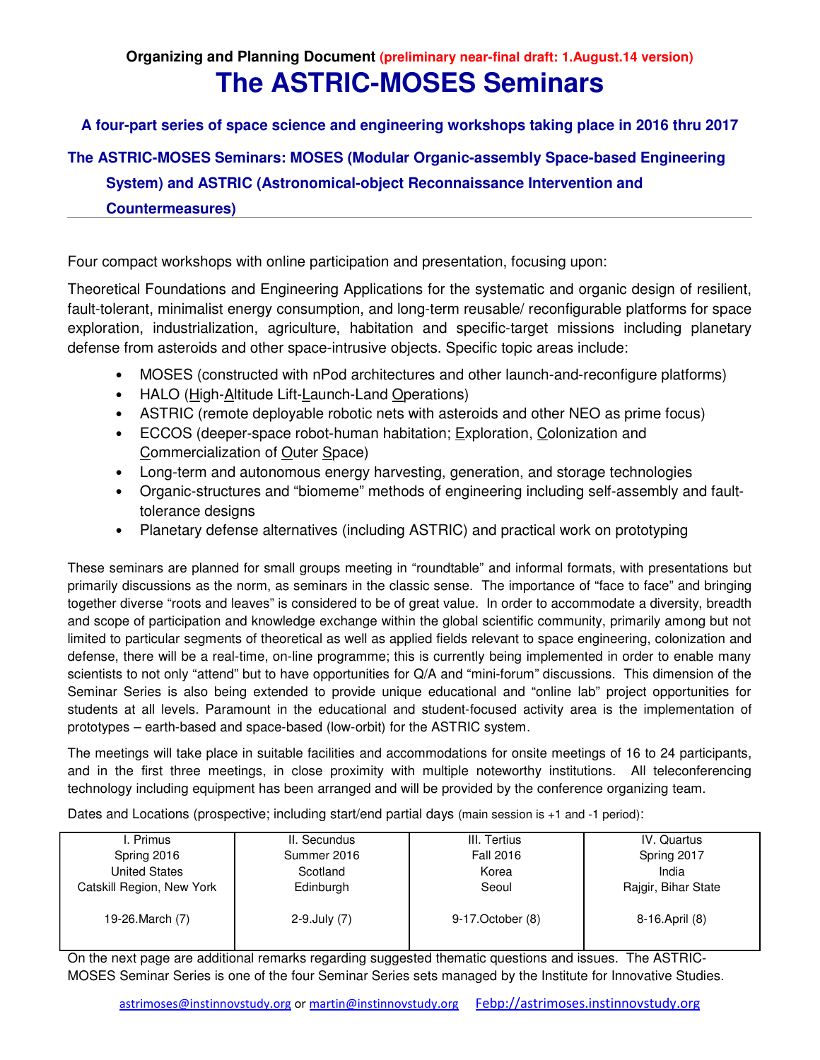**Organizing and Planning Document** **(preliminary near-final draft: 1.August.14 version)**

# The ASTRIC-MOSES Seminars

**A four-part series of space science and engineering workshops taking place in 2016 thru 2017**

**The ASTRIC-MOSES Seminars: MOSES (Modular Organic-assembly Space-based Engineering System) and ASTRIC (Astronomical-object Reconnaissance Intervention and Countermeasures)**

---

Four compact workshops with online participation and presentation, focusing upon:

Theoretical Foundations and Engineering Applications for the systematic and organic design of resilient, fault-tolerant, minimalist energy consumption, and long-term reusable/ reconfigurable platforms for space exploration, industrialization, agriculture, habitation and specific-target missions including planetary defense from asteroids and other space-intrusive objects. Specific topic areas include:

- MOSES (constructed with nPod architectures and other launch-and-reconfigure platforms)
- HALO (High-Altitude Lift-Launch-Land Operations)
- ASTRIC (remote deployable robotic nets with asteroids and other NEO as prime focus)
- ECCOS (deeper-space robot-human habitation; Exploration, Colonization and Commercialization of Outer Space)
- Long-term and autonomous energy harvesting, generation, and storage technologies
- Organic-structures and "biomeme" methods of engineering including self-assembly and fault-tolerance designs
- Planetary defense alternatives (including ASTRIC) and practical work on prototyping

These seminars are planned for small groups meeting in "roundtable" and informal formats, with presentations but primarily discussions as the norm, as seminars in the classic sense. The importance of "face to face" and bringing together diverse "roots and leaves" is considered to be of great value. In order to accommodate a diversity, breadth and scope of participation and knowledge exchange within the global scientific community, primarily among but not limited to particular segments of theoretical as well as applied fields relevant to space engineering, colonization and defense, there will be a real-time, on-line programme; this is currently being implemented in order to enable many scientists to not only "attend" but to have opportunities for Q/A and "mini-forum" discussions. This dimension of the Seminar Series is also being extended to provide unique educational and "online lab" project opportunities for students at all levels. Paramount in the educational and student-focused activity area is the implementation of prototypes – earth-based and space-based (low-orbit) for the ASTRIC system.

The meetings will take place in suitable facilities and accommodations for onsite meetings of 16 to 24 participants, and in the first three meetings, in close proximity with multiple noteworthy institutions. All teleconferencing technology including equipment has been arranged and will be provided by the conference organizing team.

Dates and Locations (prospective; including start/end partial days (main session is +1 and -1 period):

| I. Primus | II. Secundus | III. Tertius | IV. Quartus |
|---|---|---|---|
| Spring 2016 | Summer 2016 | Fall 2016 | Spring 2017 |
| United States | Scotland | Korea | India |
| Catskill Region, New York | Edinburgh | Seoul | Rajgir, Bihar State |
| 19-26.March (7) | 2-9.July (7) | 9-17.October (8) | 8-16.April (8) |

On the next page are additional remarks regarding suggested thematic questions and issues. The ASTRIC-MOSES Seminar Series is one of the four Seminar Series sets managed by the Institute for Innovative Studies.

astrimoses@instinnovstudy.org or martin@instinnovstudy.org Febp://astrimoses.instinnovstudy.org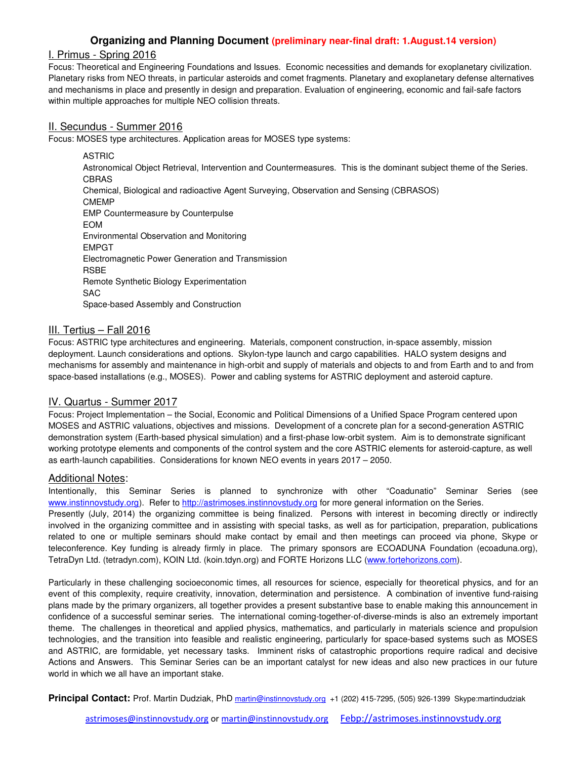## Organizing and Planning Document (preliminary near-final draft: 1.August.14 version)

### I. Primus - Spring 2016

Focus: Theoretical and Engineering Foundations and Issues. Economic necessities and demands for exoplanetary civilization. Planetary risks from NEO threats, in particular asteroids and comet fragments. Planetary and exoplanetary defense alternatives and mechanisms in place and presently in design and preparation. Evaluation of engineering, economic and fail-safe factors within multiple approaches for multiple NEO collision threats.

### II. Secundus - Summer 2016

Focus: MOSES type architectures. Application areas for MOSES type systems:

ASTRIC
Astronomical Object Retrieval, Intervention and Countermeasures. This is the dominant subject theme of the Series.
CBRAS
Chemical, Biological and radioactive Agent Surveying, Observation and Sensing (CBRASOS)
CMEMP
EMP Countermeasure by Counterpulse
EOM
Environmental Observation and Monitoring
EMPGT
Electromagnetic Power Generation and Transmission
RSBE
Remote Synthetic Biology Experimentation
SAC
Space-based Assembly and Construction

### III. Tertius – Fall 2016

Focus: ASTRIC type architectures and engineering. Materials, component construction, in-space assembly, mission deployment. Launch considerations and options. Skylon-type launch and cargo capabilities. HALO system designs and mechanisms for assembly and maintenance in high-orbit and supply of materials and objects to and from Earth and to and from space-based installations (e.g., MOSES). Power and cabling systems for ASTRIC deployment and asteroid capture.

### IV. Quartus - Summer 2017

Focus: Project Implementation – the Social, Economic and Political Dimensions of a Unified Space Program centered upon MOSES and ASTRIC valuations, objectives and missions. Development of a concrete plan for a second-generation ASTRIC demonstration system (Earth-based physical simulation) and a first-phase low-orbit system. Aim is to demonstrate significant working prototype elements and components of the control system and the core ASTRIC elements for asteroid-capture, as well as earth-launch capabilities. Considerations for known NEO events in years 2017 – 2050.

### Additional Notes:

Intentionally, this Seminar Series is planned to synchronize with other "Coadunatio" Seminar Series (see www.instinnovstudy.org). Refer to http://astrimoses.instinnovstudy.org for more general information on the Series.
Presently (July, 2014) the organizing committee is being finalized. Persons with interest in becoming directly or indirectly involved in the organizing committee and in assisting with special tasks, as well as for participation, preparation, publications related to one or multiple seminars should make contact by email and then meetings can proceed via phone, Skype or teleconference. Key funding is already firmly in place. The primary sponsors are ECOADUNA Foundation (ecoaduna.org), TetraDyn Ltd. (tetradyn.com), KOIN Ltd. (koin.tdyn.org) and FORTE Horizons LLC (www.fortehorizons.com).

Particularly in these challenging socioeconomic times, all resources for science, especially for theoretical physics, and for an event of this complexity, require creativity, innovation, determination and persistence. A combination of inventive fund-raising plans made by the primary organizers, all together provides a present substantive base to enable making this announcement in confidence of a successful seminar series. The international coming-together-of-diverse-minds is also an extremely important theme. The challenges in theoretical and applied physics, mathematics, and particularly in materials science and propulsion technologies, and the transition into feasible and realistic engineering, particularly for space-based systems such as MOSES and ASTRIC, are formidable, yet necessary tasks. Imminent risks of catastrophic proportions require radical and decisive Actions and Answers. This Seminar Series can be an important catalyst for new ideas and also new practices in our future world in which we all have an important stake.

**Principal Contact:** Prof. Martin Dudziak, PhD martin@instinnovstudy.org +1 (202) 415-7295, (505) 926-1399 Skype:martindudziak

astrimoses@instinnovstudy.org or martin@instinnovstudy.org Febp://astrimoses.instinnovstudy.org